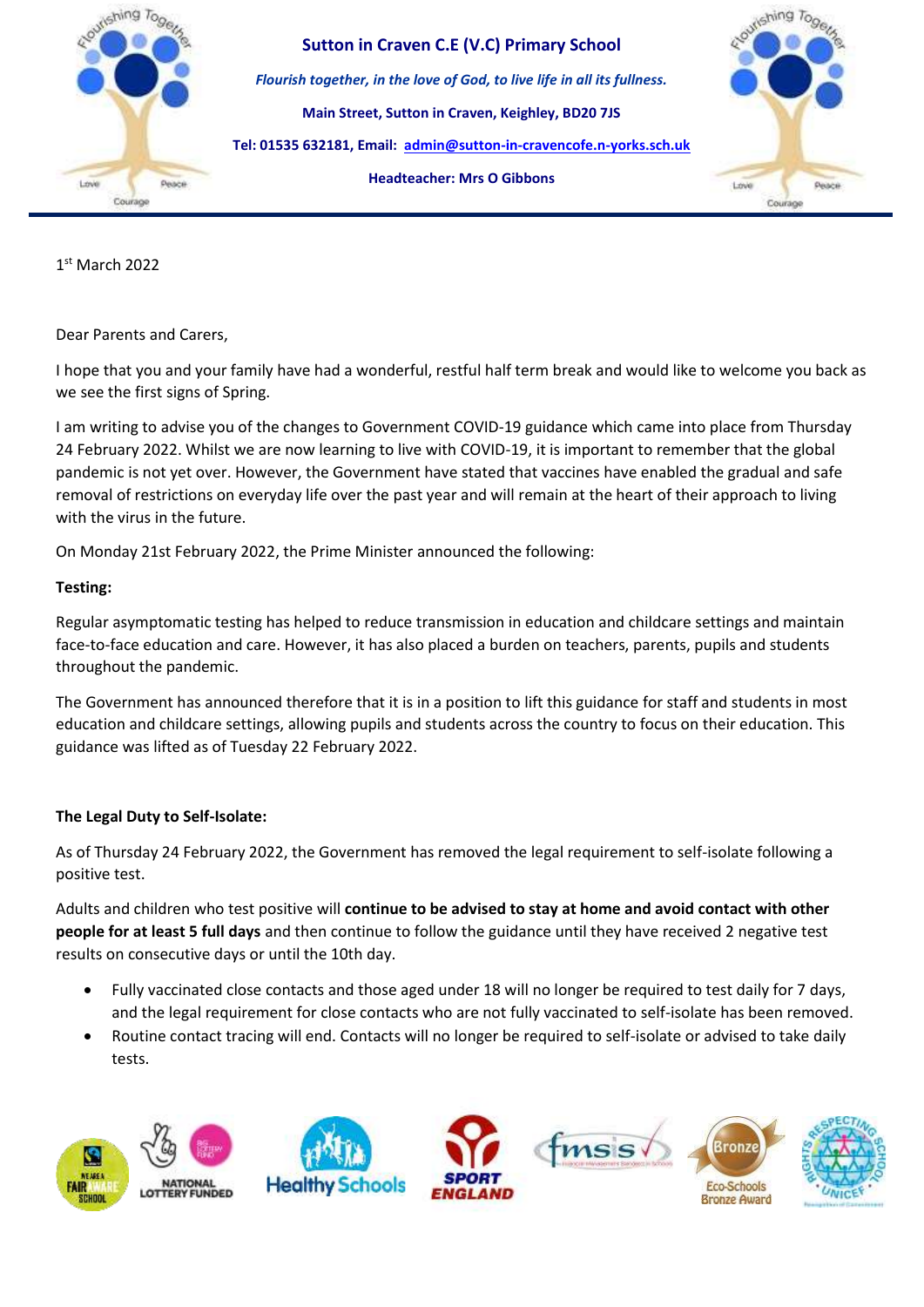# Sutton in Craven C.E (V.C) Primary School

***Flourish together, in the love of God, to live life in all its fullness.***

**Main Street, Sutton in Craven, Keighley, BD20 7JS**

**Tel: 01535 632181, Email: admin@sutton-in-cravencofe.n-yorks.sch.uk**

**Headteacher: Mrs O Gibbons**

1st March 2022

Dear Parents and Carers,

I hope that you and your family have had a wonderful, restful half term break and would like to welcome you back as we see the first signs of Spring.

I am writing to advise you of the changes to Government COVID-19 guidance which came into place from Thursday 24 February 2022. Whilst we are now learning to live with COVID-19, it is important to remember that the global pandemic is not yet over. However, the Government have stated that vaccines have enabled the gradual and safe removal of restrictions on everyday life over the past year and will remain at the heart of their approach to living with the virus in the future.

On Monday 21st February 2022, the Prime Minister announced the following:

**Testing:**

Regular asymptomatic testing has helped to reduce transmission in education and childcare settings and maintain face-to-face education and care. However, it has also placed a burden on teachers, parents, pupils and students throughout the pandemic.

The Government has announced therefore that it is in a position to lift this guidance for staff and students in most education and childcare settings, allowing pupils and students across the country to focus on their education. This guidance was lifted as of Tuesday 22 February 2022.

**The Legal Duty to Self-Isolate:**

As of Thursday 24 February 2022, the Government has removed the legal requirement to self-isolate following a positive test.

Adults and children who test positive will **continue to be advised to stay at home and avoid contact with other people for at least 5 full days** and then continue to follow the guidance until they have received 2 negative test results on consecutive days or until the 10th day.

- Fully vaccinated close contacts and those aged under 18 will no longer be required to test daily for 7 days, and the legal requirement for close contacts who are not fully vaccinated to self-isolate has been removed.
- Routine contact tracing will end. Contacts will no longer be required to self-isolate or advised to take daily tests.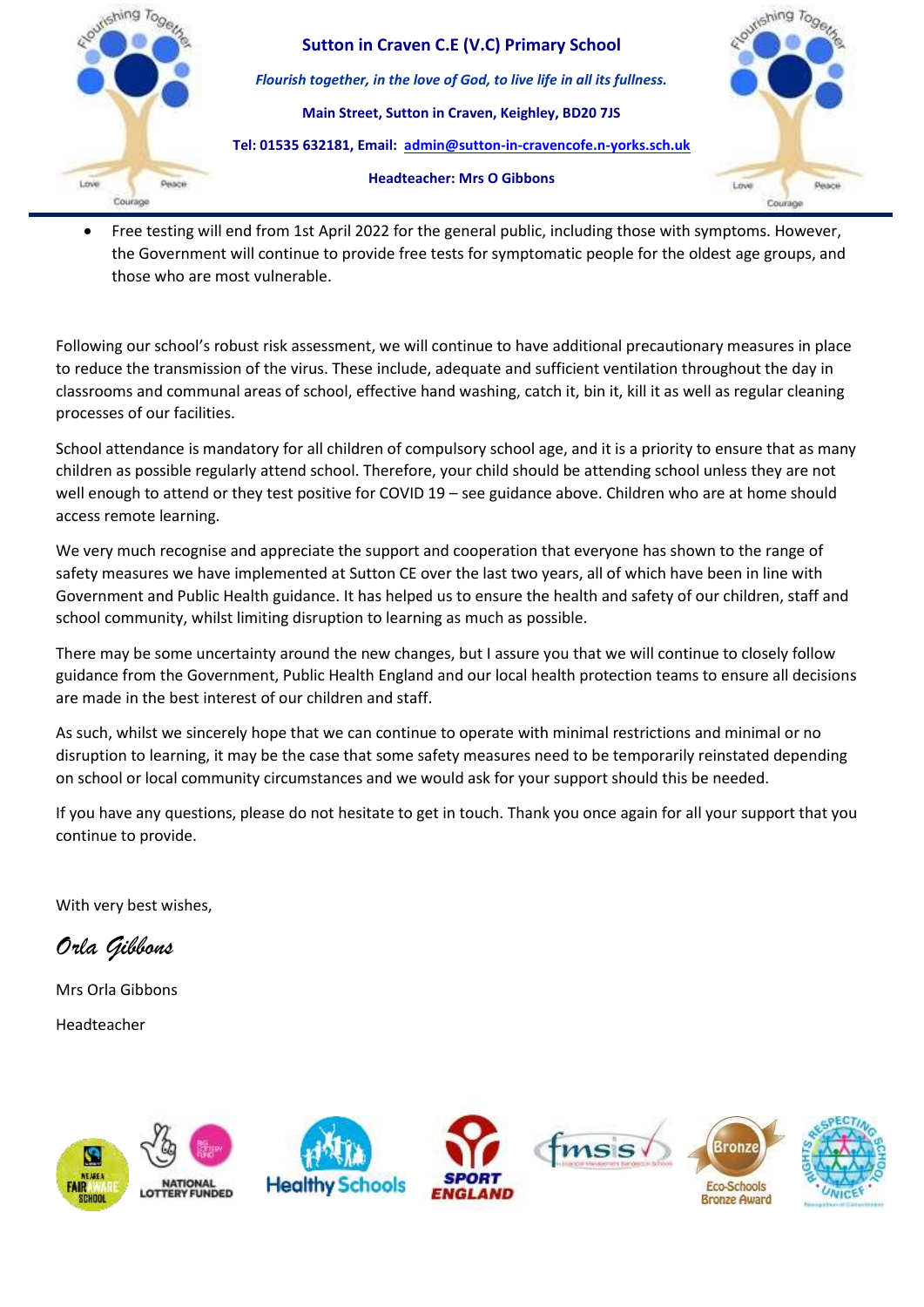# Sutton in Craven C.E (V.C) Primary School

*Flourish together, in the love of God, to live life in all its fullness.*

**Main Street, Sutton in Craven, Keighley, BD20 7JS**

**Tel: 01535 632181, Email: admin@sutton-in-cravencofe.n-yorks.sch.uk**

**Headteacher: Mrs O Gibbons**

- Free testing will end from 1st April 2022 for the general public, including those with symptoms. However, the Government will continue to provide free tests for symptomatic people for the oldest age groups, and those who are most vulnerable.

Following our school's robust risk assessment, we will continue to have additional precautionary measures in place to reduce the transmission of the virus. These include, adequate and sufficient ventilation throughout the day in classrooms and communal areas of school, effective hand washing, catch it, bin it, kill it as well as regular cleaning processes of our facilities.

School attendance is mandatory for all children of compulsory school age, and it is a priority to ensure that as many children as possible regularly attend school. Therefore, your child should be attending school unless they are not well enough to attend or they test positive for COVID 19 – see guidance above. Children who are at home should access remote learning.

We very much recognise and appreciate the support and cooperation that everyone has shown to the range of safety measures we have implemented at Sutton CE over the last two years, all of which have been in line with Government and Public Health guidance. It has helped us to ensure the health and safety of our children, staff and school community, whilst limiting disruption to learning as much as possible.

There may be some uncertainty around the new changes, but I assure you that we will continue to closely follow guidance from the Government, Public Health England and our local health protection teams to ensure all decisions are made in the best interest of our children and staff.

As such, whilst we sincerely hope that we can continue to operate with minimal restrictions and minimal or no disruption to learning, it may be the case that some safety measures need to be temporarily reinstated depending on school or local community circumstances and we would ask for your support should this be needed.

If you have any questions, please do not hesitate to get in touch. Thank you once again for all your support that you continue to provide.

With very best wishes,

*Orla Gibbons*

Mrs Orla Gibbons

Headteacher